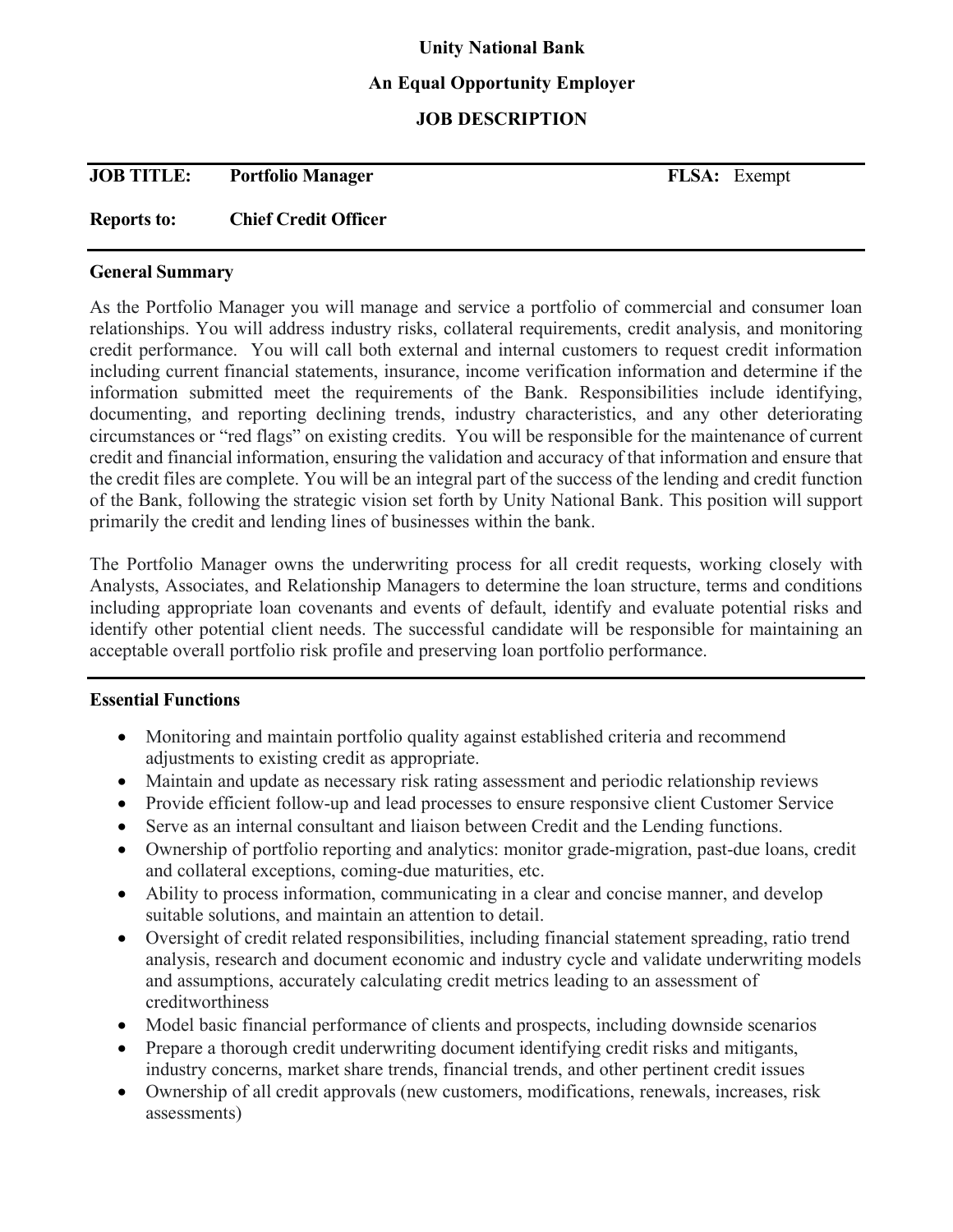**Unity National Bank**

**An Equal Opportunity Employer**

**JOB DESCRIPTION**

---

**JOB TITLE:** **Portfolio Manager** **FLSA:** Exempt

**Reports to:** **Chief Credit Officer**

---

**General Summary**

As the Portfolio Manager you will manage and service a portfolio of commercial and consumer loan relationships. You will address industry risks, collateral requirements, credit analysis, and monitoring credit performance. You will call both external and internal customers to request credit information including current financial statements, insurance, income verification information and determine if the information submitted meet the requirements of the Bank. Responsibilities include identifying, documenting, and reporting declining trends, industry characteristics, and any other deteriorating circumstances or "red flags" on existing credits. You will be responsible for the maintenance of current credit and financial information, ensuring the validation and accuracy of that information and ensure that the credit files are complete. You will be an integral part of the success of the lending and credit function of the Bank, following the strategic vision set forth by Unity National Bank. This position will support primarily the credit and lending lines of businesses within the bank.

The Portfolio Manager owns the underwriting process for all credit requests, working closely with Analysts, Associates, and Relationship Managers to determine the loan structure, terms and conditions including appropriate loan covenants and events of default, identify and evaluate potential risks and identify other potential client needs. The successful candidate will be responsible for maintaining an acceptable overall portfolio risk profile and preserving loan portfolio performance.

---

**Essential Functions**

- Monitoring and maintain portfolio quality against established criteria and recommend adjustments to existing credit as appropriate.
- Maintain and update as necessary risk rating assessment and periodic relationship reviews
- Provide efficient follow-up and lead processes to ensure responsive client Customer Service
- Serve as an internal consultant and liaison between Credit and the Lending functions.
- Ownership of portfolio reporting and analytics: monitor grade-migration, past-due loans, credit and collateral exceptions, coming-due maturities, etc.
- Ability to process information, communicating in a clear and concise manner, and develop suitable solutions, and maintain an attention to detail.
- Oversight of credit related responsibilities, including financial statement spreading, ratio trend analysis, research and document economic and industry cycle and validate underwriting models and assumptions, accurately calculating credit metrics leading to an assessment of creditworthiness
- Model basic financial performance of clients and prospects, including downside scenarios
- Prepare a thorough credit underwriting document identifying credit risks and mitigants, industry concerns, market share trends, financial trends, and other pertinent credit issues
- Ownership of all credit approvals (new customers, modifications, renewals, increases, risk assessments)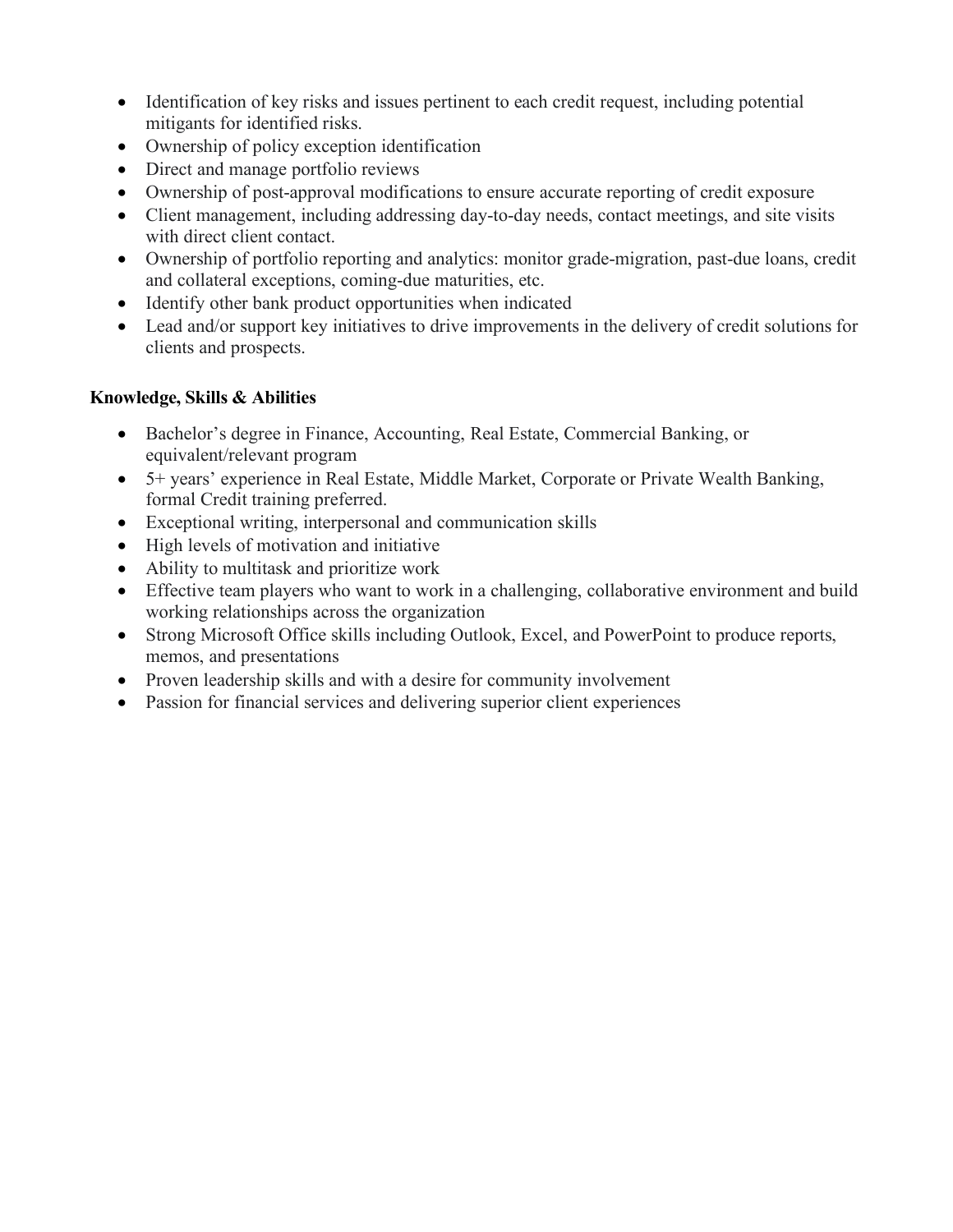- Identification of key risks and issues pertinent to each credit request, including potential mitigants for identified risks.
- Ownership of policy exception identification
- Direct and manage portfolio reviews
- Ownership of post-approval modifications to ensure accurate reporting of credit exposure
- Client management, including addressing day-to-day needs, contact meetings, and site visits with direct client contact.
- Ownership of portfolio reporting and analytics: monitor grade-migration, past-due loans, credit and collateral exceptions, coming-due maturities, etc.
- Identify other bank product opportunities when indicated
- Lead and/or support key initiatives to drive improvements in the delivery of credit solutions for clients and prospects.

**Knowledge, Skills & Abilities**

- Bachelor's degree in Finance, Accounting, Real Estate, Commercial Banking, or equivalent/relevant program
- 5+ years' experience in Real Estate, Middle Market, Corporate or Private Wealth Banking, formal Credit training preferred.
- Exceptional writing, interpersonal and communication skills
- High levels of motivation and initiative
- Ability to multitask and prioritize work
- Effective team players who want to work in a challenging, collaborative environment and build working relationships across the organization
- Strong Microsoft Office skills including Outlook, Excel, and PowerPoint to produce reports, memos, and presentations
- Proven leadership skills and with a desire for community involvement
- Passion for financial services and delivering superior client experiences